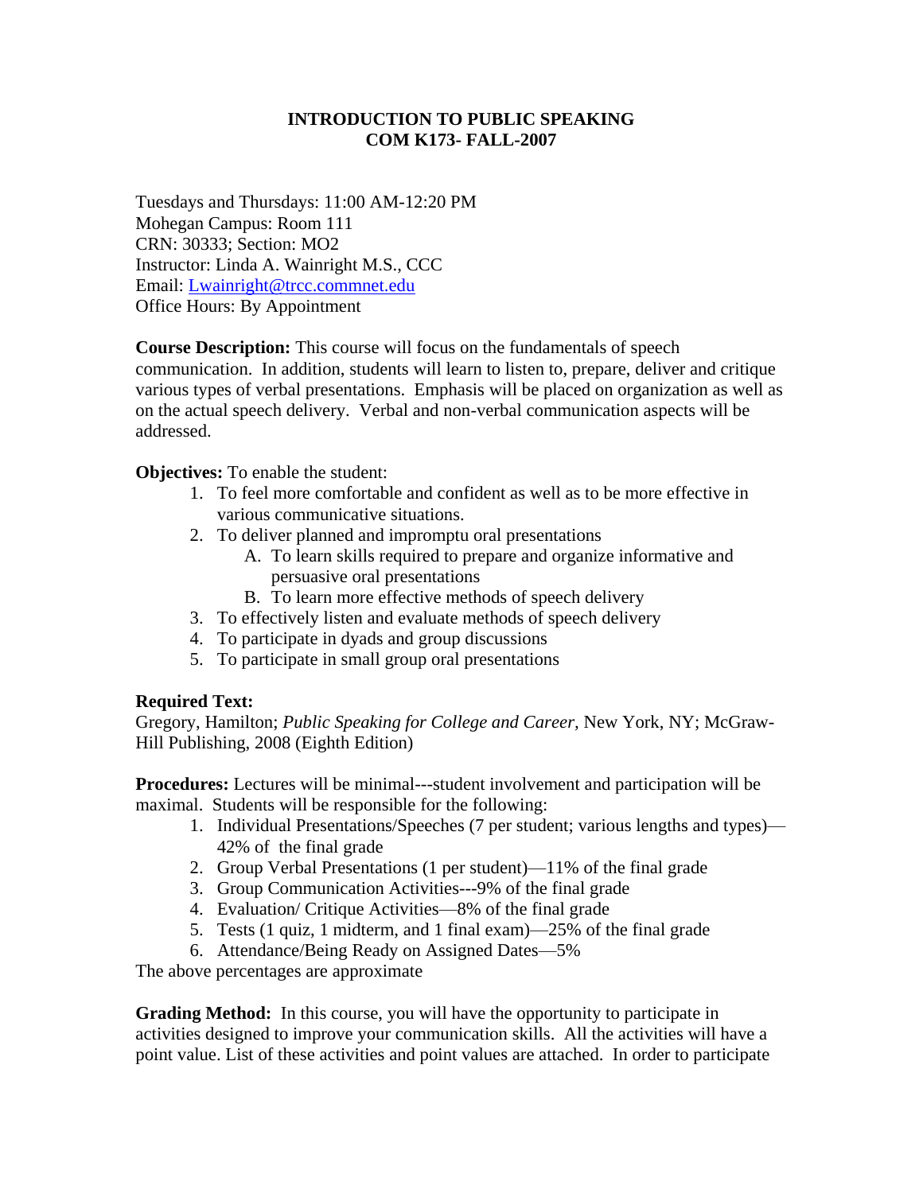**INTRODUCTION TO PUBLIC SPEAKING**
**COM K173- FALL-2007**

Tuesdays and Thursdays: 11:00 AM-12:20 PM
Mohegan Campus: Room 111
CRN: 30333; Section: MO2
Instructor: Linda A. Wainright M.S., CCC
Email: Lwainright@trcc.commnet.edu
Office Hours: By Appointment

**Course Description:** This course will focus on the fundamentals of speech communication. In addition, students will learn to listen to, prepare, deliver and critique various types of verbal presentations. Emphasis will be placed on organization as well as on the actual speech delivery. Verbal and non-verbal communication aspects will be addressed.

**Objectives:** To enable the student:

1. To feel more comfortable and confident as well as to be more effective in various communicative situations.
2. To deliver planned and impromptu oral presentations
   A. To learn skills required to prepare and organize informative and persuasive oral presentations
   B. To learn more effective methods of speech delivery
3. To effectively listen and evaluate methods of speech delivery
4. To participate in dyads and group discussions
5. To participate in small group oral presentations

**Required Text:**
Gregory, Hamilton; *Public Speaking for College and Career,* New York, NY; McGraw-Hill Publishing, 2008 (Eighth Edition)

**Procedures:** Lectures will be minimal---student involvement and participation will be maximal. Students will be responsible for the following:

1. Individual Presentations/Speeches (7 per student; various lengths and types)—42% of the final grade
2. Group Verbal Presentations (1 per student)—11% of the final grade
3. Group Communication Activities---9% of the final grade
4. Evaluation/ Critique Activities—8% of the final grade
5. Tests (1 quiz, 1 midterm, and 1 final exam)—25% of the final grade
6. Attendance/Being Ready on Assigned Dates—5%

The above percentages are approximate

**Grading Method:** In this course, you will have the opportunity to participate in activities designed to improve your communication skills. All the activities will have a point value. List of these activities and point values are attached. In order to participate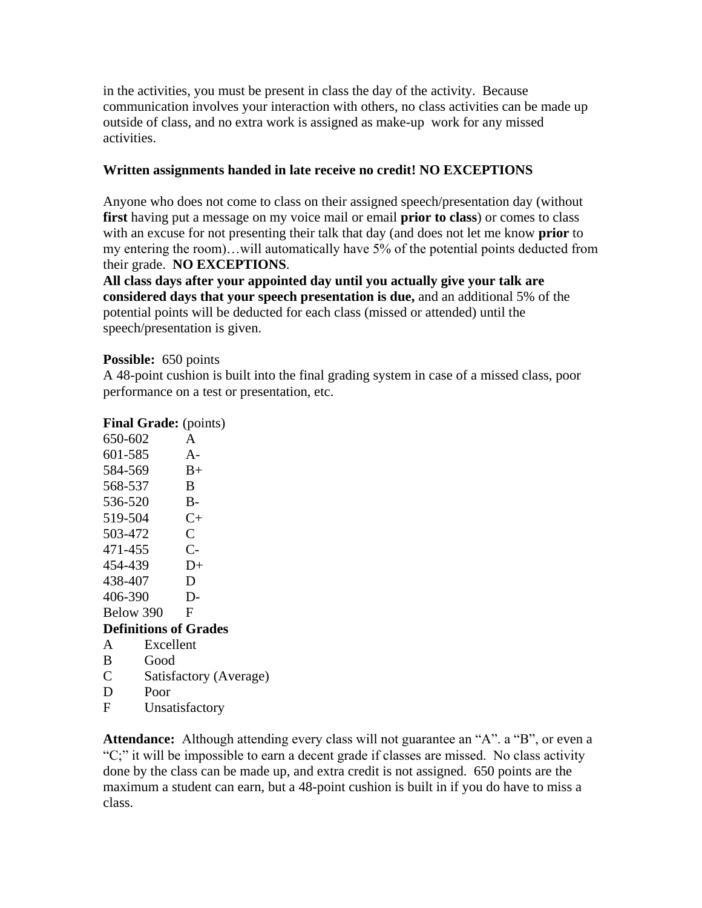in the activities, you must be present in class the day of the activity. Because communication involves your interaction with others, no class activities can be made up outside of class, and no extra work is assigned as make-up work for any missed activities.

**Written assignments handed in late receive no credit! NO EXCEPTIONS**

Anyone who does not come to class on their assigned speech/presentation day (without **first** having put a message on my voice mail or email **prior to class**) or comes to class with an excuse for not presenting their talk that day (and does not let me know **prior** to my entering the room)…will automatically have 5% of the potential points deducted from their grade. **NO EXCEPTIONS**.
**All class days after your appointed day until you actually give your talk are considered days that your speech presentation is due,** and an additional 5% of the potential points will be deducted for each class (missed or attended) until the speech/presentation is given.

**Possible:** 650 points
A 48-point cushion is built into the final grading system in case of a missed class, poor performance on a test or presentation, etc.

**Final Grade:** (points)

| | |
|---|---|
| 650-602 | A |
| 601-585 | A- |
| 584-569 | B+ |
| 568-537 | B |
| 536-520 | B- |
| 519-504 | C+ |
| 503-472 | C |
| 471-455 | C- |
| 454-439 | D+ |
| 438-407 | D |
| 406-390 | D- |
| Below 390 | F |

**Definitions of Grades**

| | |
|---|---|
| A | Excellent |
| B | Good |
| C | Satisfactory (Average) |
| D | Poor |
| F | Unsatisfactory |

**Attendance:** Although attending every class will not guarantee an "A". a "B", or even a "C;" it will be impossible to earn a decent grade if classes are missed. No class activity done by the class can be made up, and extra credit is not assigned. 650 points are the maximum a student can earn, but a 48-point cushion is built in if you do have to miss a class.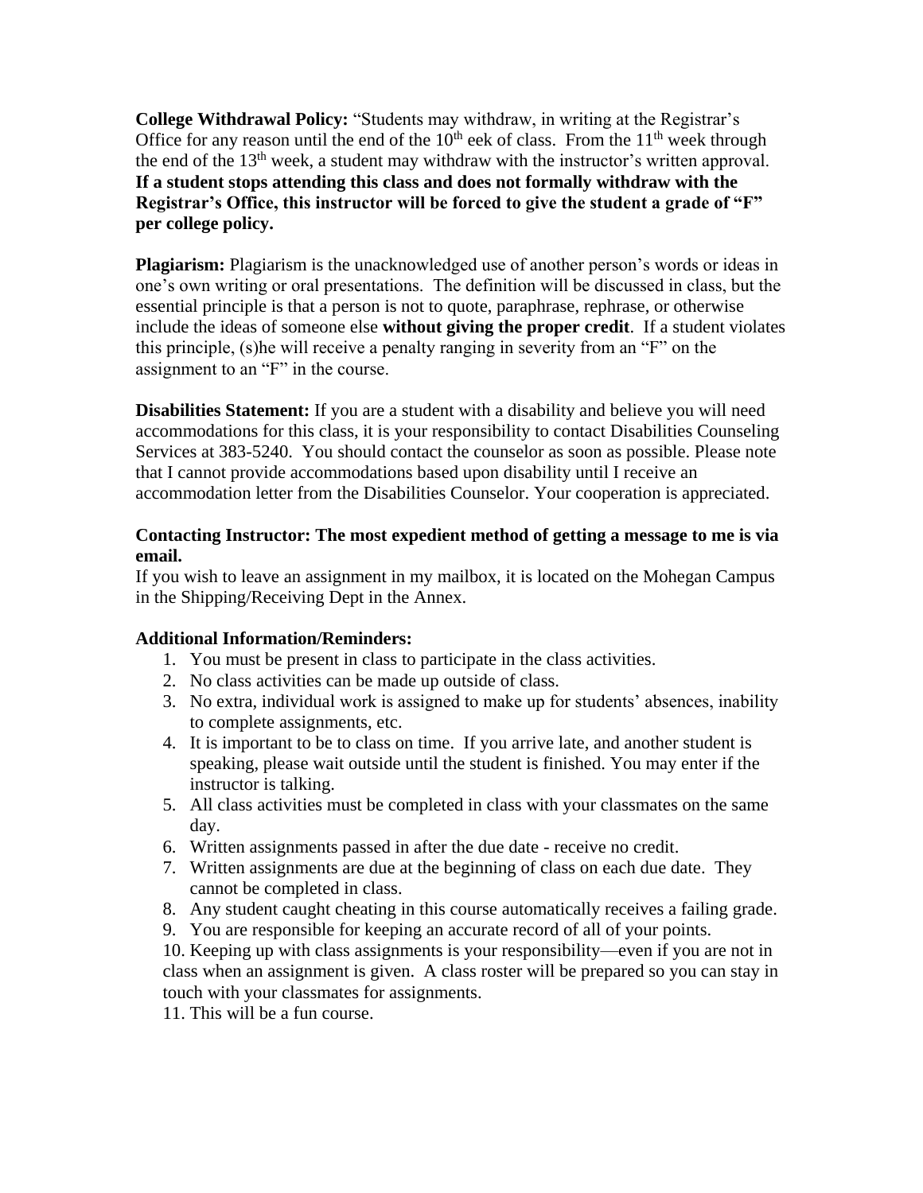**College Withdrawal Policy:** "Students may withdraw, in writing at the Registrar's Office for any reason until the end of the 10th eek of class. From the 11th week through the end of the 13th week, a student may withdraw with the instructor's written approval. **If a student stops attending this class and does not formally withdraw with the Registrar's Office, this instructor will be forced to give the student a grade of "F" per college policy.**

**Plagiarism:** Plagiarism is the unacknowledged use of another person's words or ideas in one's own writing or oral presentations. The definition will be discussed in class, but the essential principle is that a person is not to quote, paraphrase, rephrase, or otherwise include the ideas of someone else **without giving the proper credit**. If a student violates this principle, (s)he will receive a penalty ranging in severity from an "F" on the assignment to an "F" in the course.

**Disabilities Statement:** If you are a student with a disability and believe you will need accommodations for this class, it is your responsibility to contact Disabilities Counseling Services at 383-5240. You should contact the counselor as soon as possible. Please note that I cannot provide accommodations based upon disability until I receive an accommodation letter from the Disabilities Counselor. Your cooperation is appreciated.

**Contacting Instructor: The most expedient method of getting a message to me is via email.**
If you wish to leave an assignment in my mailbox, it is located on the Mohegan Campus in the Shipping/Receiving Dept in the Annex.

**Additional Information/Reminders:**

1. You must be present in class to participate in the class activities.
2. No class activities can be made up outside of class.
3. No extra, individual work is assigned to make up for students' absences, inability to complete assignments, etc.
4. It is important to be to class on time. If you arrive late, and another student is speaking, please wait outside until the student is finished. You may enter if the instructor is talking.
5. All class activities must be completed in class with your classmates on the same day.
6. Written assignments passed in after the due date - receive no credit.
7. Written assignments are due at the beginning of class on each due date. They cannot be completed in class.
8. Any student caught cheating in this course automatically receives a failing grade.
9. You are responsible for keeping an accurate record of all of your points.
10. Keeping up with class assignments is your responsibility—even if you are not in class when an assignment is given. A class roster will be prepared so you can stay in touch with your classmates for assignments.
11. This will be a fun course.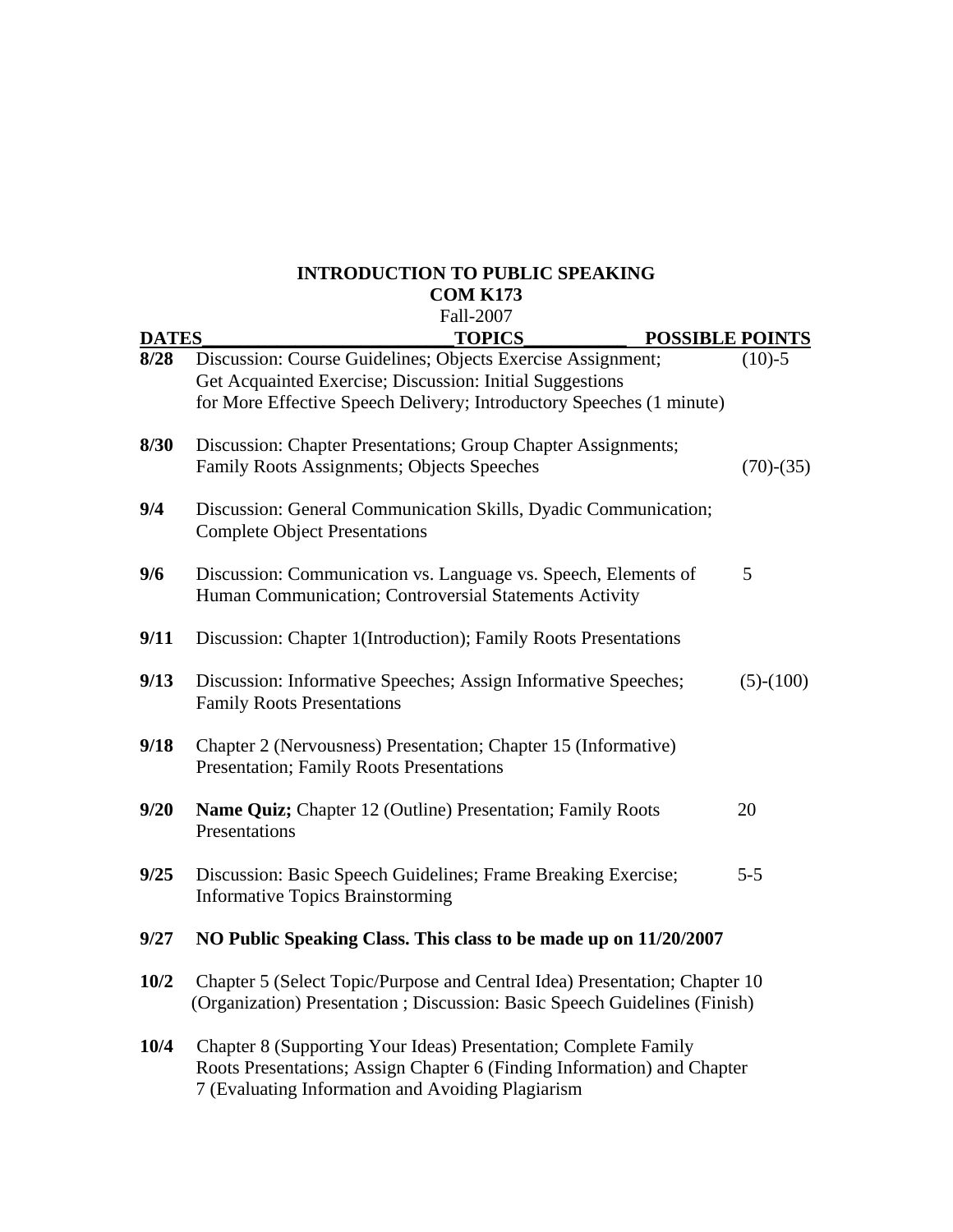# INTRODUCTION TO PUBLIC SPEAKING
## COM K173
Fall-2007

| DATES | TOPICS | POSSIBLE POINTS |
|---|---|---|
| **8/28** | Discussion: Course Guidelines; Objects Exercise Assignment; Get Acquainted Exercise; Discussion: Initial Suggestions for More Effective Speech Delivery; Introductory Speeches (1 minute) | (10)-5 |
| **8/30** | Discussion: Chapter Presentations; Group Chapter Assignments; Family Roots Assignments; Objects Speeches | (70)-(35) |
| **9/4** | Discussion: General Communication Skills, Dyadic Communication; Complete Object Presentations | |
| **9/6** | Discussion: Communication vs. Language vs. Speech, Elements of Human Communication; Controversial Statements Activity | 5 |
| **9/11** | Discussion: Chapter 1(Introduction); Family Roots Presentations | |
| **9/13** | Discussion: Informative Speeches; Assign Informative Speeches; Family Roots Presentations | (5)-(100) |
| **9/18** | Chapter 2 (Nervousness) Presentation; Chapter 15 (Informative) Presentation; Family Roots Presentations | |
| **9/20** | **Name Quiz;** Chapter 12 (Outline) Presentation; Family Roots Presentations | 20 |
| **9/25** | Discussion: Basic Speech Guidelines; Frame Breaking Exercise; Informative Topics Brainstorming | 5-5 |
| **9/27** | **NO Public Speaking Class. This class to be made up on 11/20/2007** | |
| **10/2** | Chapter 5 (Select Topic/Purpose and Central Idea) Presentation; Chapter 10 (Organization) Presentation ; Discussion: Basic Speech Guidelines (Finish) | |
| **10/4** | Chapter 8 (Supporting Your Ideas) Presentation; Complete Family Roots Presentations; Assign Chapter 6 (Finding Information) and Chapter 7 (Evaluating Information and Avoiding Plagiarism | |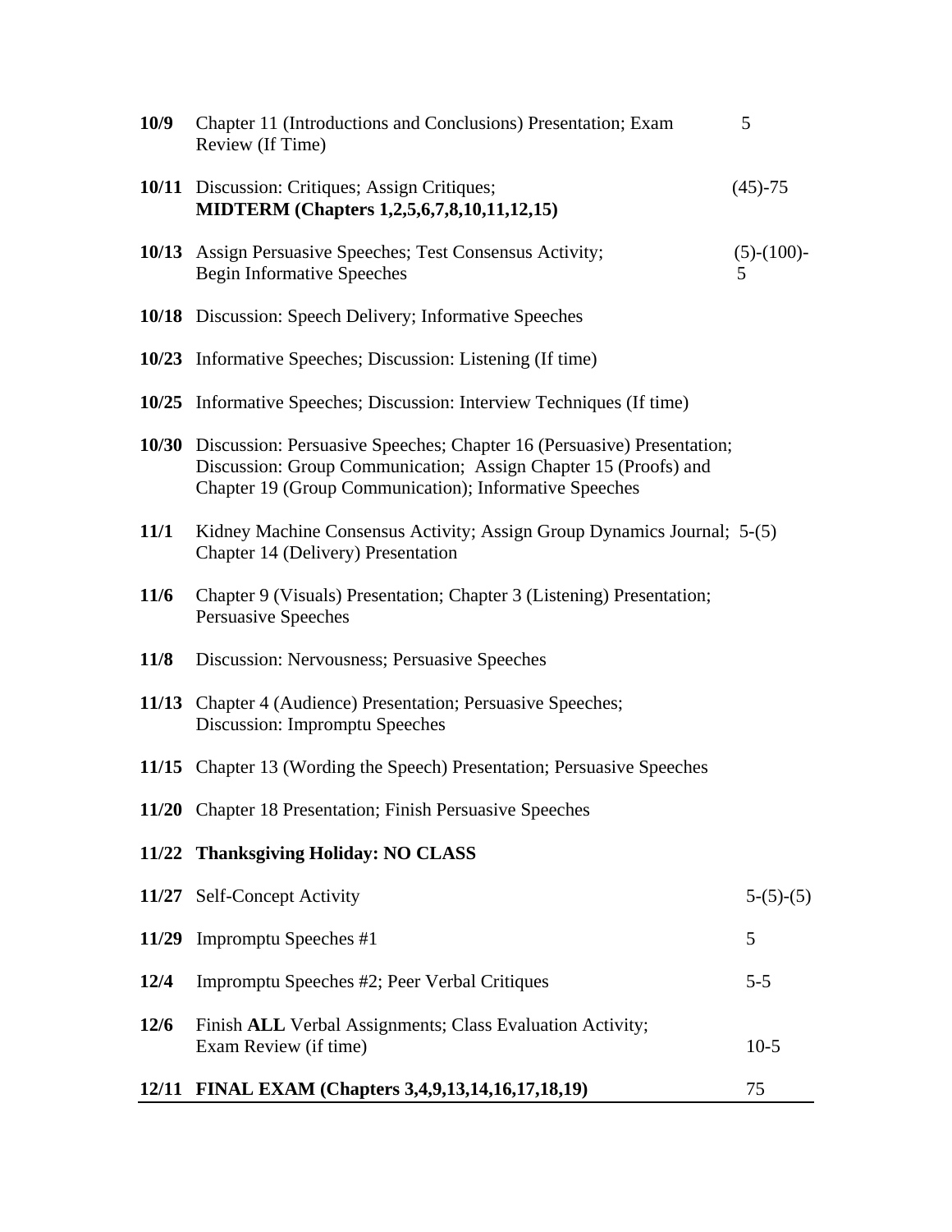| | | |
|---|---|---|
| **10/9** | Chapter 11 (Introductions and Conclusions) Presentation; Exam Review (If Time) | 5 |
| **10/11** | Discussion: Critiques; Assign Critiques; **MIDTERM (Chapters 1,2,5,6,7,8,10,11,12,15)** | (45)-75 |
| **10/13** | Assign Persuasive Speeches; Test Consensus Activity; Begin Informative Speeches | (5)-(100)-5 |
| **10/18** | Discussion: Speech Delivery; Informative Speeches | |
| **10/23** | Informative Speeches; Discussion: Listening (If time) | |
| **10/25** | Informative Speeches; Discussion: Interview Techniques (If time) | |
| **10/30** | Discussion: Persuasive Speeches; Chapter 16 (Persuasive) Presentation; Discussion: Group Communication; Assign Chapter 15 (Proofs) and Chapter 19 (Group Communication); Informative Speeches | |
| **11/1** | Kidney Machine Consensus Activity; Assign Group Dynamics Journal; Chapter 14 (Delivery) Presentation | 5-(5) |
| **11/6** | Chapter 9 (Visuals) Presentation; Chapter 3 (Listening) Presentation; Persuasive Speeches | |
| **11/8** | Discussion: Nervousness; Persuasive Speeches | |
| **11/13** | Chapter 4 (Audience) Presentation; Persuasive Speeches; Discussion: Impromptu Speeches | |
| **11/15** | Chapter 13 (Wording the Speech) Presentation; Persuasive Speeches | |
| **11/20** | Chapter 18 Presentation; Finish Persuasive Speeches | |
| **11/22** | **Thanksgiving Holiday: NO CLASS** | |
| **11/27** | Self-Concept Activity | 5-(5)-(5) |
| **11/29** | Impromptu Speeches #1 | 5 |
| **12/4** | Impromptu Speeches #2; Peer Verbal Critiques | 5-5 |
| **12/6** | Finish **ALL** Verbal Assignments; Class Evaluation Activity; Exam Review (if time) | 10-5 |
| **12/11** | **FINAL EXAM (Chapters 3,4,9,13,14,16,17,18,19)** | 75 |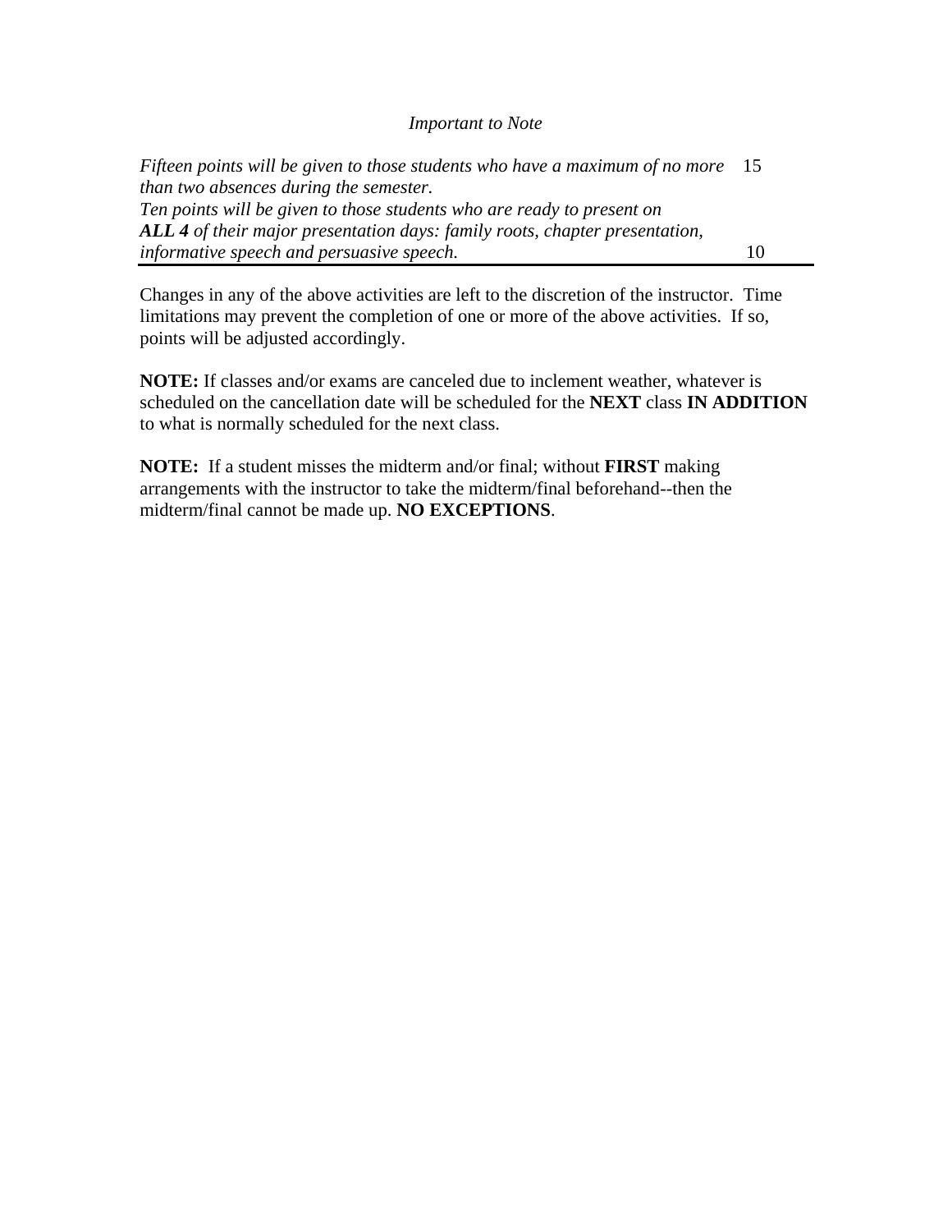*Important to Note*

| | |
|---|---|
| *Fifteen points will be given to those students who have a maximum of no more than two absences during the semester.* | 15 |
| *Ten points will be given to those students who are ready to present on* ***ALL 4*** *of their major presentation days: family roots, chapter presentation, informative speech and persuasive speech.* | 10 |

Changes in any of the above activities are left to the discretion of the instructor. Time limitations may prevent the completion of one or more of the above activities. If so, points will be adjusted accordingly.

**NOTE:** If classes and/or exams are canceled due to inclement weather, whatever is scheduled on the cancellation date will be scheduled for the **NEXT** class **IN ADDITION** to what is normally scheduled for the next class.

**NOTE:** If a student misses the midterm and/or final; without **FIRST** making arrangements with the instructor to take the midterm/final beforehand--then the midterm/final cannot be made up. **NO EXCEPTIONS**.